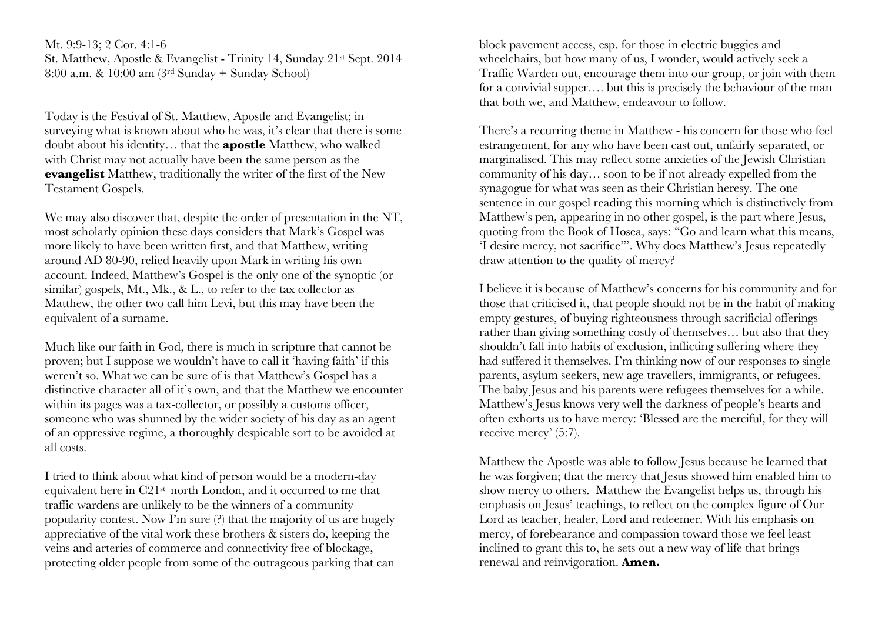Mt. 9:9-13; 2 Cor. 4:1-6
St. Matthew, Apostle & Evangelist - Trinity 14, Sunday 21st Sept. 2014
8:00 a.m. & 10:00 am (3rd Sunday + Sunday School)

Today is the Festival of St. Matthew, Apostle and Evangelist; in surveying what is known about who he was, it's clear that there is some doubt about his identity… that the **apostle** Matthew, who walked with Christ may not actually have been the same person as the **evangelist** Matthew, traditionally the writer of the first of the New Testament Gospels.

We may also discover that, despite the order of presentation in the NT, most scholarly opinion these days considers that Mark's Gospel was more likely to have been written first, and that Matthew, writing around AD 80-90, relied heavily upon Mark in writing his own account. Indeed, Matthew's Gospel is the only one of the synoptic (or similar) gospels, Mt., Mk., & L., to refer to the tax collector as Matthew, the other two call him Levi, but this may have been the equivalent of a surname.

Much like our faith in God, there is much in scripture that cannot be proven; but I suppose we wouldn't have to call it 'having faith' if this weren't so. What we can be sure of is that Matthew's Gospel has a distinctive character all of it's own, and that the Matthew we encounter within its pages was a tax-collector, or possibly a customs officer, someone who was shunned by the wider society of his day as an agent of an oppressive regime, a thoroughly despicable sort to be avoided at all costs.

I tried to think about what kind of person would be a modern-day equivalent here in C21st north London, and it occurred to me that traffic wardens are unlikely to be the winners of a community popularity contest. Now I'm sure (?) that the majority of us are hugely appreciative of the vital work these brothers & sisters do, keeping the veins and arteries of commerce and connectivity free of blockage, protecting older people from some of the outrageous parking that can block pavement access, esp. for those in electric buggies and wheelchairs, but how many of us, I wonder, would actively seek a Traffic Warden out, encourage them into our group, or join with them for a convivial supper…. but this is precisely the behaviour of the man that both we, and Matthew, endeavour to follow.

There's a recurring theme in Matthew - his concern for those who feel estrangement, for any who have been cast out, unfairly separated, or marginalised. This may reflect some anxieties of the Jewish Christian community of his day… soon to be if not already expelled from the synagogue for what was seen as their Christian heresy. The one sentence in our gospel reading this morning which is distinctively from Matthew's pen, appearing in no other gospel, is the part where Jesus, quoting from the Book of Hosea, says: "Go and learn what this means, 'I desire mercy, not sacrifice'". Why does Matthew's Jesus repeatedly draw attention to the quality of mercy?

I believe it is because of Matthew's concerns for his community and for those that criticised it, that people should not be in the habit of making empty gestures, of buying righteousness through sacrificial offerings rather than giving something costly of themselves… but also that they shouldn't fall into habits of exclusion, inflicting suffering where they had suffered it themselves. I'm thinking now of our responses to single parents, asylum seekers, new age travellers, immigrants, or refugees. The baby Jesus and his parents were refugees themselves for a while. Matthew's Jesus knows very well the darkness of people's hearts and often exhorts us to have mercy: 'Blessed are the merciful, for they will receive mercy' (5:7).

Matthew the Apostle was able to follow Jesus because he learned that he was forgiven; that the mercy that Jesus showed him enabled him to show mercy to others. Matthew the Evangelist helps us, through his emphasis on Jesus' teachings, to reflect on the complex figure of Our Lord as teacher, healer, Lord and redeemer. With his emphasis on mercy, of forebearance and compassion toward those we feel least inclined to grant this to, he sets out a new way of life that brings renewal and reinvigoration. **Amen.**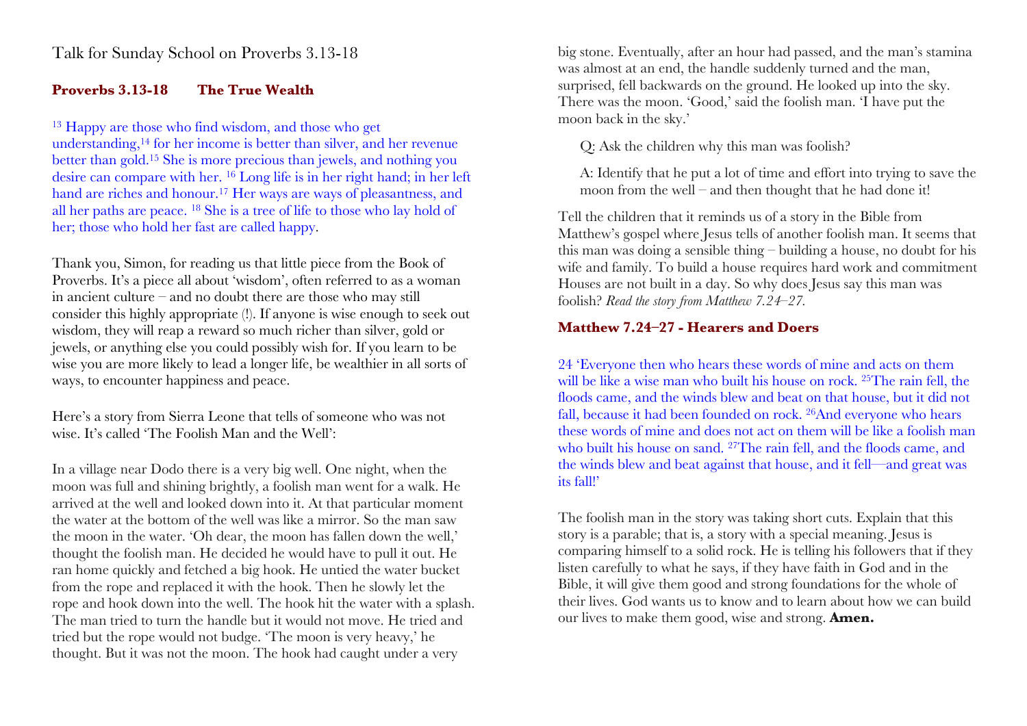Talk for Sunday School on Proverbs 3.13-18

### Proverbs 3.13-18 The True Wealth

[13] Happy are those who find wisdom, and those who get understanding,[14] for her income is better than silver, and her revenue better than gold.[15] She is more precious than jewels, and nothing you desire can compare with her. [16] Long life is in her right hand; in her left hand are riches and honour.[17] Her ways are ways of pleasantness, and all her paths are peace. [18] She is a tree of life to those who lay hold of her; those who hold her fast are called happy.

Thank you, Simon, for reading us that little piece from the Book of Proverbs. It's a piece all about 'wisdom', often referred to as a woman in ancient culture – and no doubt there are those who may still consider this highly appropriate (!). If anyone is wise enough to seek out wisdom, they will reap a reward so much richer than silver, gold or jewels, or anything else you could possibly wish for. If you learn to be wise you are more likely to lead a longer life, be wealthier in all sorts of ways, to encounter happiness and peace.

Here's a story from Sierra Leone that tells of someone who was not wise. It's called 'The Foolish Man and the Well':

In a village near Dodo there is a very big well. One night, when the moon was full and shining brightly, a foolish man went for a walk. He arrived at the well and looked down into it. At that particular moment the water at the bottom of the well was like a mirror. So the man saw the moon in the water. 'Oh dear, the moon has fallen down the well,' thought the foolish man. He decided he would have to pull it out. He ran home quickly and fetched a big hook. He untied the water bucket from the rope and replaced it with the hook. Then he slowly let the rope and hook down into the well. The hook hit the water with a splash. The man tried to turn the handle but it would not move. He tried and tried but the rope would not budge. 'The moon is very heavy,' he thought. But it was not the moon. The hook had caught under a very big stone. Eventually, after an hour had passed, and the man's stamina was almost at an end, the handle suddenly turned and the man, surprised, fell backwards on the ground. He looked up into the sky. There was the moon. 'Good,' said the foolish man. 'I have put the moon back in the sky.'

> Q: Ask the children why this man was foolish?
>
> A: Identify that he put a lot of time and effort into trying to save the moon from the well – and then thought that he had done it!

Tell the children that it reminds us of a story in the Bible from Matthew's gospel where Jesus tells of another foolish man. It seems that this man was doing a sensible thing – building a house, no doubt for his wife and family. To build a house requires hard work and commitment Houses are not built in a day. So why does Jesus say this man was foolish? *Read the story from Matthew 7.24–27.*

### Matthew 7.24–27 - Hearers and Doers

24 'Everyone then who hears these words of mine and acts on them will be like a wise man who built his house on rock. [25]The rain fell, the floods came, and the winds blew and beat on that house, but it did not fall, because it had been founded on rock. [26]And everyone who hears these words of mine and does not act on them will be like a foolish man who built his house on sand. [27]The rain fell, and the floods came, and the winds blew and beat against that house, and it fell—and great was its fall!'

The foolish man in the story was taking short cuts. Explain that this story is a parable; that is, a story with a special meaning. Jesus is comparing himself to a solid rock. He is telling his followers that if they listen carefully to what he says, if they have faith in God and in the Bible, it will give them good and strong foundations for the whole of their lives. God wants us to know and to learn about how we can build our lives to make them good, wise and strong. **Amen.**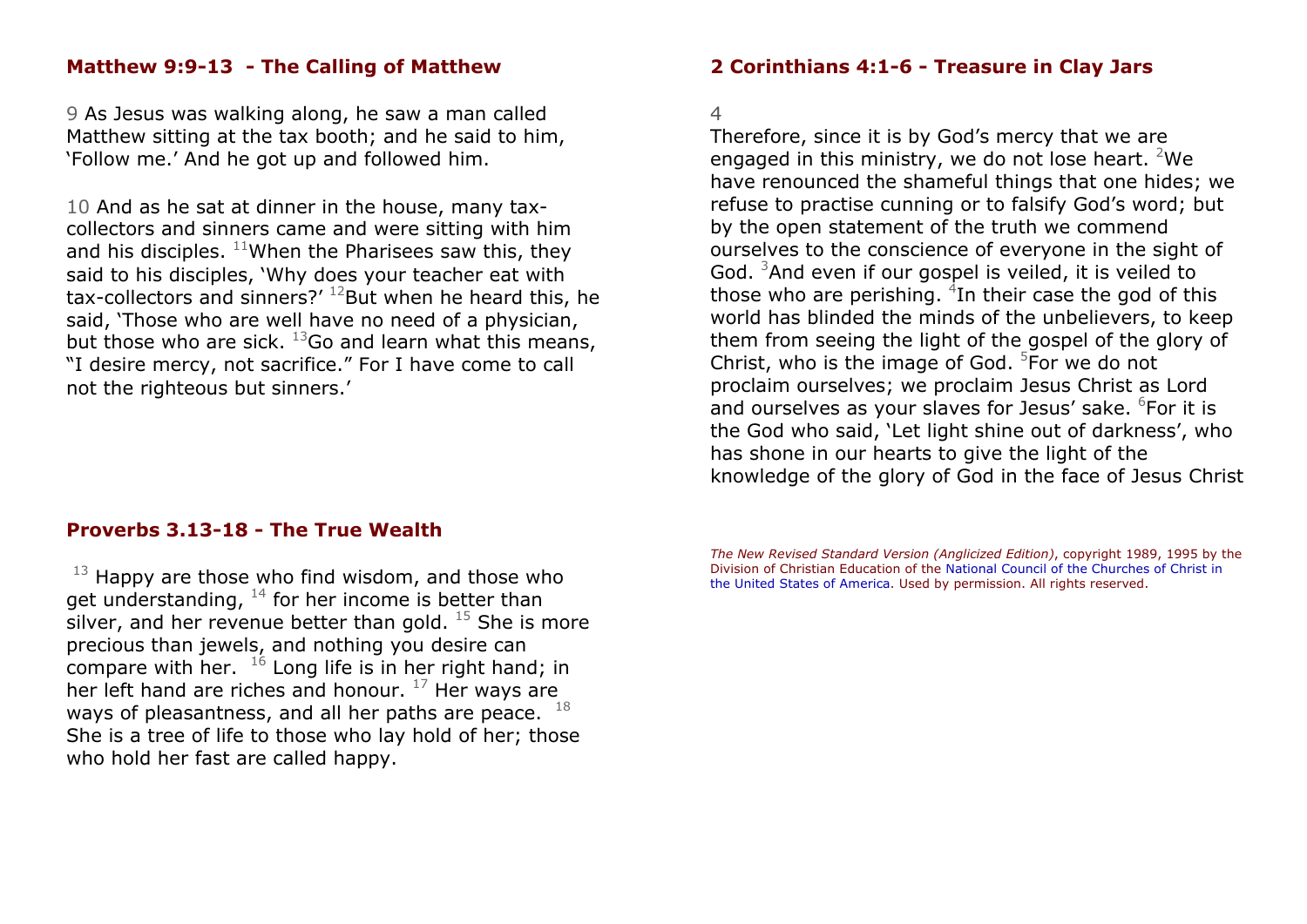## Matthew 9:9-13 - The Calling of Matthew

9 As Jesus was walking along, he saw a man called Matthew sitting at the tax booth; and he said to him, 'Follow me.' And he got up and followed him.

10 And as he sat at dinner in the house, many tax-collectors and sinners came and were sitting with him and his disciples. [11]When the Pharisees saw this, they said to his disciples, 'Why does your teacher eat with tax-collectors and sinners?' [12]But when he heard this, he said, 'Those who are well have no need of a physician, but those who are sick. [13]Go and learn what this means, "I desire mercy, not sacrifice." For I have come to call not the righteous but sinners.'

## Proverbs 3.13-18 - The True Wealth

[13] Happy are those who find wisdom, and those who get understanding, [14] for her income is better than silver, and her revenue better than gold. [15] She is more precious than jewels, and nothing you desire can compare with her. [16] Long life is in her right hand; in her left hand are riches and honour. [17] Her ways are ways of pleasantness, and all her paths are peace. [18] She is a tree of life to those who lay hold of her; those who hold her fast are called happy.

## 2 Corinthians 4:1-6 - Treasure in Clay Jars

4

Therefore, since it is by God's mercy that we are engaged in this ministry, we do not lose heart. [2]We have renounced the shameful things that one hides; we refuse to practise cunning or to falsify God's word; but by the open statement of the truth we commend ourselves to the conscience of everyone in the sight of God. [3]And even if our gospel is veiled, it is veiled to those who are perishing. [4]In their case the god of this world has blinded the minds of the unbelievers, to keep them from seeing the light of the gospel of the glory of Christ, who is the image of God. [5]For we do not proclaim ourselves; we proclaim Jesus Christ as Lord and ourselves as your slaves for Jesus' sake. [6]For it is the God who said, 'Let light shine out of darkness', who has shone in our hearts to give the light of the knowledge of the glory of God in the face of Jesus Christ

*The New Revised Standard Version (Anglicized Edition)*, copyright 1989, 1995 by the Division of Christian Education of the National Council of the Churches of Christ in the United States of America. Used by permission. All rights reserved.